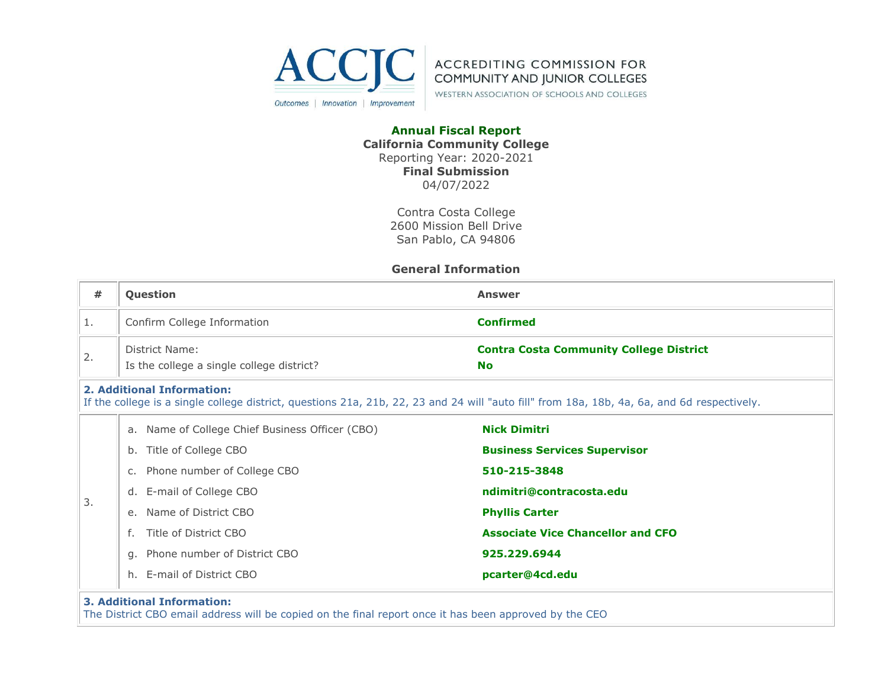ACCJC

Outcomes | Innovation | Improvement

ACCREDITING COMMISSION FOR COMMUNITY AND JUNIOR COLLEGES

WESTERN ASSOCIATION OF SCHOOLS AND COLLEGES

**Annual Fiscal Report**

**California Community College**

Reporting Year: 2020-2021

**Final Submission**

04/07/2022

Contra Costa College
2600 Mission Bell Drive
San Pablo, CA 94806

## General Information

| # | Question | Answer |
|---|---|---|
| 1. | Confirm College Information | **Confirmed** |
| 2. | District Name: | **Contra Costa Community College District** |
| | Is the college a single college district? | **No** |
| **2. Additional Information:** If the college is a single college district, questions 21a, 21b, 22, 23 and 24 will "auto fill" from 18a, 18b, 4a, 6a, and 6d respectively. | | |
| 3. | a. Name of College Chief Business Officer (CBO) | **Nick Dimitri** |
| | b. Title of College CBO | **Business Services Supervisor** |
| | c. Phone number of College CBO | **510-215-3848** |
| | d. E-mail of College CBO | **ndimitri@contracosta.edu** |
| | e. Name of District CBO | **Phyllis Carter** |
| | f. Title of District CBO | **Associate Vice Chancellor and CFO** |
| | g. Phone number of District CBO | **925.229.6944** |
| | h. E-mail of District CBO | **pcarter@4cd.edu** |
| **3. Additional Information:** The District CBO email address will be copied on the final report once it has been approved by the CEO | | |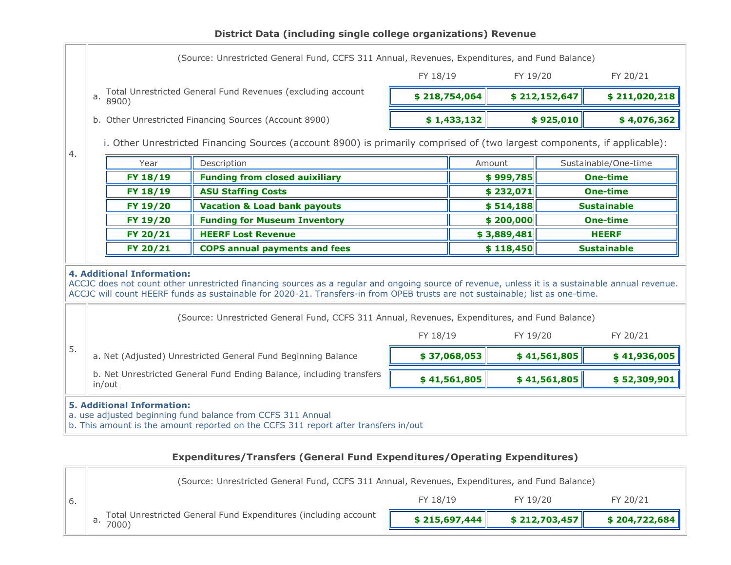## District Data (including single college organizations) Revenue

**4.**

(Source: Unrestricted General Fund, CCFS 311 Annual, Revenues, Expenditures, and Fund Balance)

| | FY 18/19 | FY 19/20 | FY 20/21 |
|---|---|---|---|
| a. Total Unrestricted General Fund Revenues (excluding account 8900) | $ 218,754,064 | $ 212,152,647 | $ 211,020,218 |
| b. Other Unrestricted Financing Sources (Account 8900) | $ 1,433,132 | $ 925,010 | $ 4,076,362 |

i. Other Unrestricted Financing Sources (account 8900) is primarily comprised of (two largest components, if applicable):

| Year | Description | Amount | Sustainable/One-time |
|---|---|---|---|
| FY 18/19 | Funding from closed auxiliary | $ 999,785 | One-time |
| FY 18/19 | ASU Staffing Costs | $ 232,071 | One-time |
| FY 19/20 | Vacation & Load bank payouts | $ 514,188 | Sustainable |
| FY 19/20 | Funding for Museum Inventory | $ 200,000 | One-time |
| FY 20/21 | HEERF Lost Revenue | $ 3,889,481 | HEERF |
| FY 20/21 | COPS annual payments and fees | $ 118,450 | Sustainable |

**4. Additional Information:**
ACCJC does not count other unrestricted financing sources as a regular and ongoing source of revenue, unless it is a sustainable annual revenue. ACCJC will count HEERF funds as sustainable for 2020-21. Transfers-in from OPEB trusts are not sustainable; list as one-time.

**5.**

(Source: Unrestricted General Fund, CCFS 311 Annual, Revenues, Expenditures, and Fund Balance)

| | FY 18/19 | FY 19/20 | FY 20/21 |
|---|---|---|---|
| a. Net (Adjusted) Unrestricted General Fund Beginning Balance | $ 37,068,053 | $ 41,561,805 | $ 41,936,005 |
| b. Net Unrestricted General Fund Ending Balance, including transfers in/out | $ 41,561,805 | $ 41,561,805 | $ 52,309,901 |

**5. Additional Information:**
a. use adjusted beginning fund balance from CCFS 311 Annual
b. This amount is the amount reported on the CCFS 311 report after transfers in/out

## Expenditures/Transfers (General Fund Expenditures/Operating Expenditures)

**6.**

(Source: Unrestricted General Fund, CCFS 311 Annual, Revenues, Expenditures, and Fund Balance)

| | FY 18/19 | FY 19/20 | FY 20/21 |
|---|---|---|---|
| a. Total Unrestricted General Fund Expenditures (including account 7000) | $ 215,697,444 | $ 212,703,457 | $ 204,722,684 |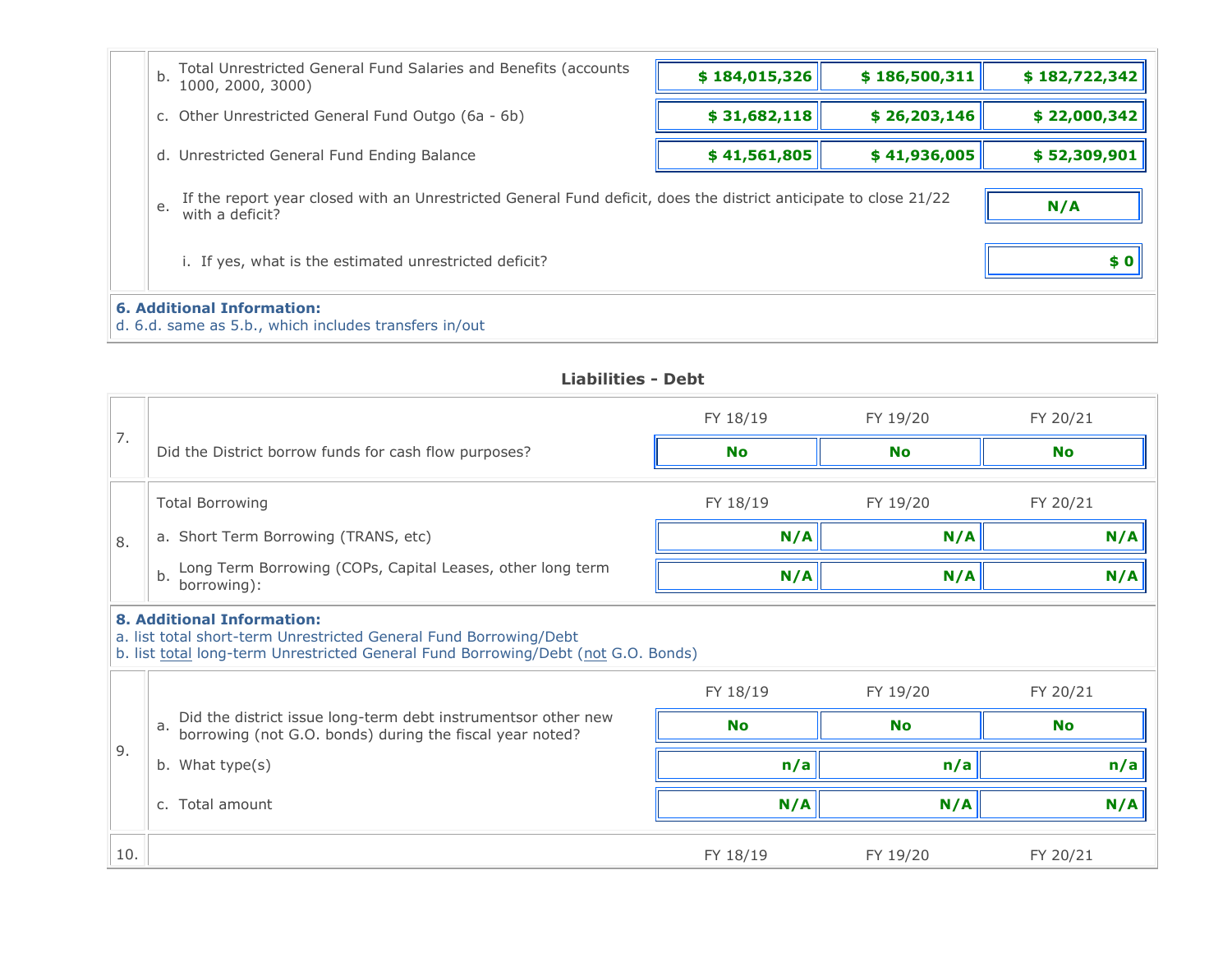| | | | | |
|---|---|---|---|---|
| | b. Total Unrestricted General Fund Salaries and Benefits (accounts 1000, 2000, 3000) | **$ 184,015,326** | **$ 186,500,311** | **$ 182,722,342** |
| | c. Other Unrestricted General Fund Outgo (6a - 6b) | **$ 31,682,118** | **$ 26,203,146** | **$ 22,000,342** |
| | d. Unrestricted General Fund Ending Balance | **$ 41,561,805** | **$ 41,936,005** | **$ 52,309,901** |
| | e. If the report year closed with an Unrestricted General Fund deficit, does the district anticipate to close 21/22 with a deficit? | | | **N/A** |
| | i. If yes, what is the estimated unrestricted deficit? | | | **$ 0** |

**6. Additional Information:**
d. 6.d. same as 5.b., which includes transfers in/out

## Liabilities - Debt

| | | FY 18/19 | FY 19/20 | FY 20/21 |
|---|---|---|---|---|
| 7. | Did the District borrow funds for cash flow purposes? | **No** | **No** | **No** |

| | Total Borrowing | FY 18/19 | FY 19/20 | FY 20/21 |
|---|---|---|---|---|
| 8. | a. Short Term Borrowing (TRANS, etc) | **N/A** | **N/A** | **N/A** |
| | b. Long Term Borrowing (COPs, Capital Leases, other long term borrowing): | **N/A** | **N/A** | **N/A** |

**8. Additional Information:**
a. list total short-term Unrestricted General Fund Borrowing/Debt
b. list total long-term Unrestricted General Fund Borrowing/Debt (not G.O. Bonds)

| | | FY 18/19 | FY 19/20 | FY 20/21 |
|---|---|---|---|---|
| 9. | a. Did the district issue long-term debt instrumentsor other new borrowing (not G.O. bonds) during the fiscal year noted? | **No** | **No** | **No** |
| | b. What type(s) | **n/a** | **n/a** | **n/a** |
| | c. Total amount | **N/A** | **N/A** | **N/A** |

| | | FY 18/19 | FY 19/20 | FY 20/21 |
|---|---|---|---|---|
| 10. | | | | |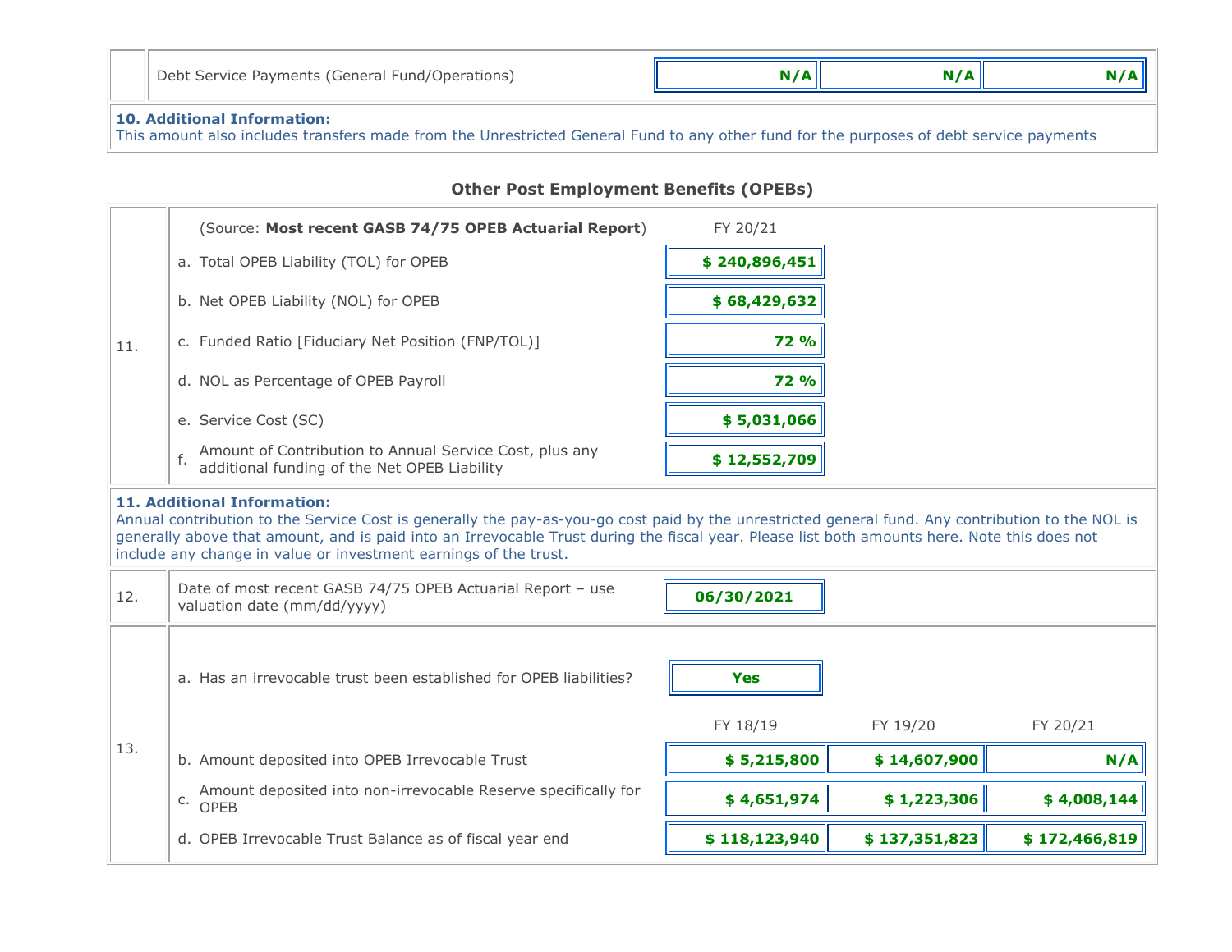| | | | | |
|---|---|---|---|---|
| | Debt Service Payments (General Fund/Operations) | N/A | N/A | N/A |

**10. Additional Information:**
This amount also includes transfers made from the Unrestricted General Fund to any other fund for the purposes of debt service payments

## Other Post Employment Benefits (OPEBs)

| | (Source: **Most recent GASB 74/75 OPEB Actuarial Report**) | FY 20/21 |
|---|---|---|
| 11. | a. Total OPEB Liability (TOL) for OPEB | $ 240,896,451 |
| | b. Net OPEB Liability (NOL) for OPEB | $ 68,429,632 |
| | c. Funded Ratio [Fiduciary Net Position (FNP/TOL)] | 72 % |
| | d. NOL as Percentage of OPEB Payroll | 72 % |
| | e. Service Cost (SC) | $ 5,031,066 |
| | f. Amount of Contribution to Annual Service Cost, plus any additional funding of the Net OPEB Liability | $ 12,552,709 |

**11. Additional Information:**
Annual contribution to the Service Cost is generally the pay-as-you-go cost paid by the unrestricted general fund. Any contribution to the NOL is generally above that amount, and is paid into an Irrevocable Trust during the fiscal year. Please list both amounts here. Note this does not include any change in value or investment earnings of the trust.

| | | |
|---|---|---|
| 12. | Date of most recent GASB 74/75 OPEB Actuarial Report – use valuation date (mm/dd/yyyy) | 06/30/2021 |

| | | | | |
|---|---|---|---|---|
| 13. | a. Has an irrevocable trust been established for OPEB liabilities? | Yes | | |
| | | FY 18/19 | FY 19/20 | FY 20/21 |
| | b. Amount deposited into OPEB Irrevocable Trust | $ 5,215,800 | $ 14,607,900 | N/A |
| | c. Amount deposited into non-irrevocable Reserve specifically for OPEB | $ 4,651,974 | $ 1,223,306 | $ 4,008,144 |
| | d. OPEB Irrevocable Trust Balance as of fiscal year end | $ 118,123,940 | $ 137,351,823 | $ 172,466,819 |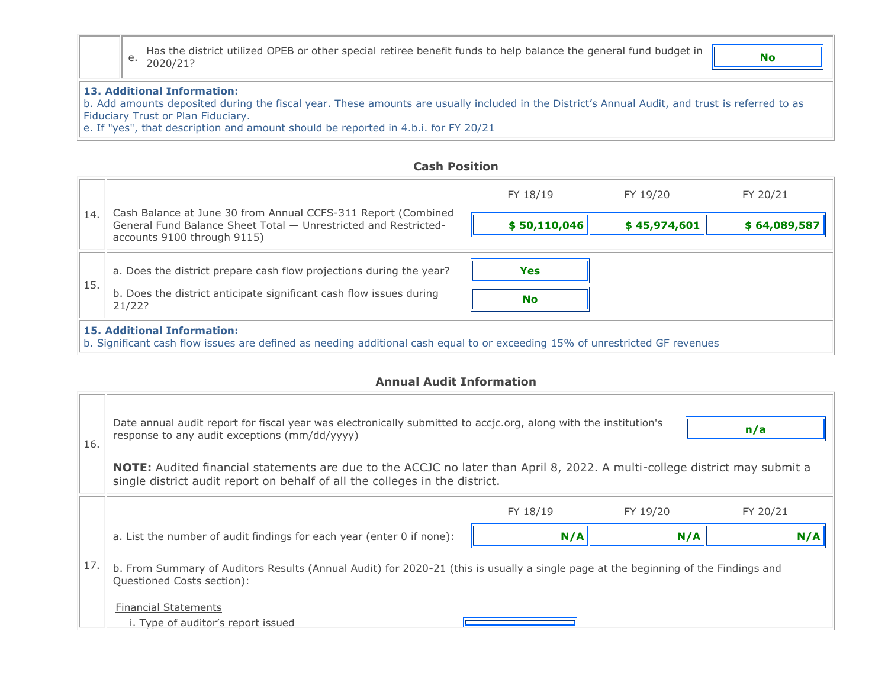| | | | |
|---|---|---|---|
| | e. | Has the district utilized OPEB or other special retiree benefit funds to help balance the general fund budget in 2020/21? | **No** |

**13. Additional Information:**
b. Add amounts deposited during the fiscal year. These amounts are usually included in the District's Annual Audit, and trust is referred to as Fiduciary Trust or Plan Fiduciary.
e. If "yes", that description and amount should be reported in 4.b.i. for FY 20/21

### Cash Position

| | | FY 18/19 | FY 19/20 | FY 20/21 |
|---|---|---|---|---|
| 14. | Cash Balance at June 30 from Annual CCFS-311 Report (Combined General Fund Balance Sheet Total — Unrestricted and Restricted-accounts 9100 through 9115) | **$ 50,110,046** | **$ 45,974,601** | **$ 64,089,587** |

| | | |
|---|---|---|
| 15. | a. Does the district prepare cash flow projections during the year? | **Yes** |
| | b. Does the district anticipate significant cash flow issues during 21/22? | **No** |

**15. Additional Information:**
b. Significant cash flow issues are defined as needing additional cash equal to or exceeding 15% of unrestricted GF revenues

### Annual Audit Information

| | | |
|---|---|---|
| 16. | Date annual audit report for fiscal year was electronically submitted to accjc.org, along with the institution's response to any audit exceptions (mm/dd/yyyy) | **n/a** |

**NOTE:** Audited financial statements are due to the ACCJC no later than April 8, 2022. A multi-college district may submit a single district audit report on behalf of all the colleges in the district.

| | | FY 18/19 | FY 19/20 | FY 20/21 |
|---|---|---|---|---|
| 17. | a. List the number of audit findings for each year (enter 0 if none): | **N/A** | **N/A** | **N/A** |

b. From Summary of Auditors Results (Annual Audit) for 2020-21 (this is usually a single page at the beginning of the Findings and Questioned Costs section):

Financial Statements

i. Type of auditor's report issued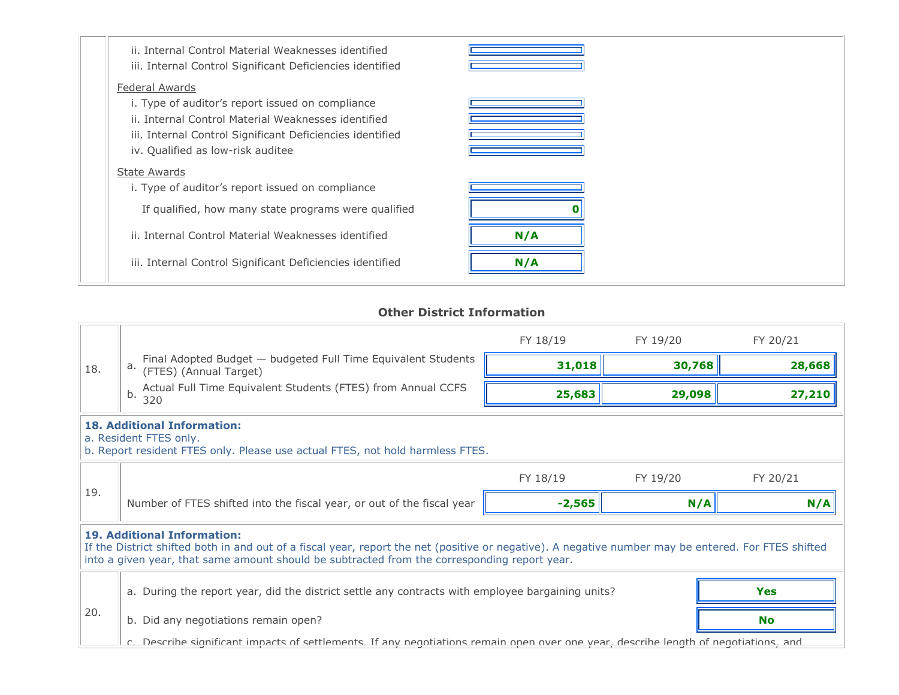| | | |
|---|---|---|
| | ii. Internal Control Material Weaknesses identified | |
| | iii. Internal Control Significant Deficiencies identified | |
| | Federal Awards | |
| | i. Type of auditor's report issued on compliance | |
| | ii. Internal Control Material Weaknesses identified | |
| | iii. Internal Control Significant Deficiencies identified | |
| | iv. Qualified as low-risk auditee | |
| | State Awards | |
| | i. Type of auditor's report issued on compliance | |
| | If qualified, how many state programs were qualified | **0** |
| | ii. Internal Control Material Weaknesses identified | **N/A** |
| | iii. Internal Control Significant Deficiencies identified | **N/A** |

## Other District Information

| | | FY 18/19 | FY 19/20 | FY 20/21 |
|---|---|---|---|---|
| 18. | a. Final Adopted Budget — budgeted Full Time Equivalent Students (FTES) (Annual Target) | **31,018** | **30,768** | **28,668** |
| | b. Actual Full Time Equivalent Students (FTES) from Annual CCFS 320 | **25,683** | **29,098** | **27,210** |

**18. Additional Information:**
a. Resident FTES only.
b. Report resident FTES only. Please use actual FTES, not hold harmless FTES.

| | | FY 18/19 | FY 19/20 | FY 20/21 |
|---|---|---|---|---|
| 19. | Number of FTES shifted into the fiscal year, or out of the fiscal year | **-2,565** | **N/A** | **N/A** |

**19. Additional Information:**
If the District shifted both in and out of a fiscal year, report the net (positive or negative). A negative number may be entered. For FTES shifted into a given year, that same amount should be subtracted from the corresponding report year.

| | | |
|---|---|---|
| 20. | a. During the report year, did the district settle any contracts with employee bargaining units? | **Yes** |
| | b. Did any negotiations remain open? | **No** |
| | c. Describe significant impacts of settlements. If any negotiations remain open over one year, describe length of negotiations, and | |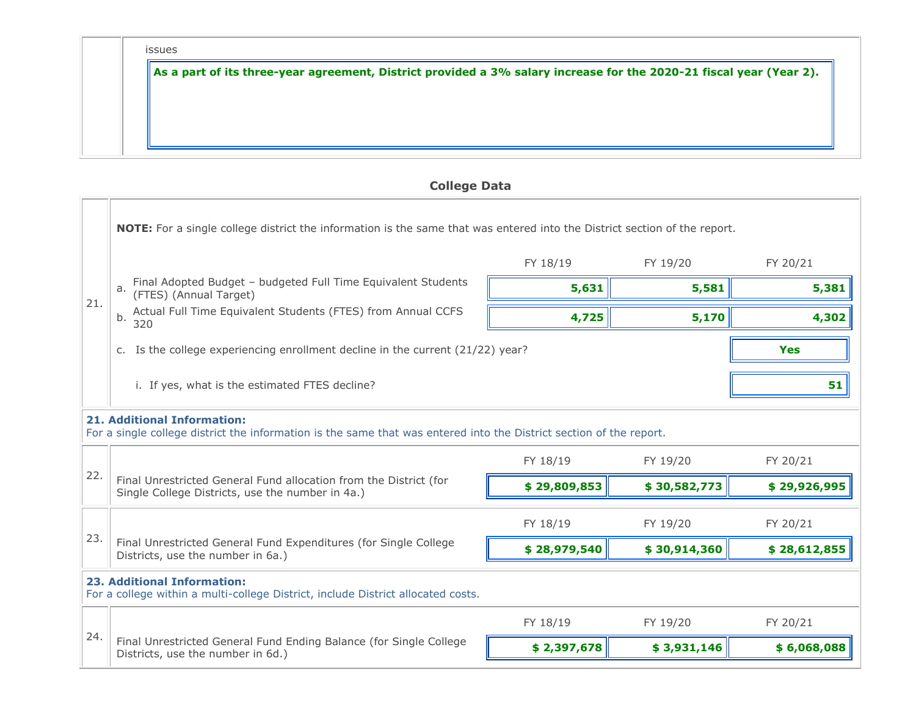issues

**As a part of its three-year agreement, District provided a 3% salary increase for the 2020-21 fiscal year (Year 2).**

## College Data

**21.**

**NOTE:** For a single college district the information is the same that was entered into the District section of the report.

| | | FY 18/19 | FY 19/20 | FY 20/21 |
|---|---|---|---|---|
| a. | Final Adopted Budget – budgeted Full Time Equivalent Students (FTES) (Annual Target) | **5,631** | **5,581** | **5,381** |
| b. | Actual Full Time Equivalent Students (FTES) from Annual CCFS 320 | **4,725** | **5,170** | **4,302** |

c. Is the college experiencing enrollment decline in the current (21/22) year? **Yes**

i. If yes, what is the estimated FTES decline? **51**

**21. Additional Information:**
For a single college district the information is the same that was entered into the District section of the report.

| | | FY 18/19 | FY 19/20 | FY 20/21 |
|---|---|---|---|---|
| 22. | Final Unrestricted General Fund allocation from the District (for Single College Districts, use the number in 4a.) | **$ 29,809,853** | **$ 30,582,773** | **$ 29,926,995** |
| 23. | Final Unrestricted General Fund Expenditures (for Single College Districts, use the number in 6a.) | **$ 28,979,540** | **$ 30,914,360** | **$ 28,612,855** |

**23. Additional Information:**
For a college within a multi-college District, include District allocated costs.

| | | FY 18/19 | FY 19/20 | FY 20/21 |
|---|---|---|---|---|
| 24. | Final Unrestricted General Fund Ending Balance (for Single College Districts, use the number in 6d.) | **$ 2,397,678** | **$ 3,931,146** | **$ 6,068,088** |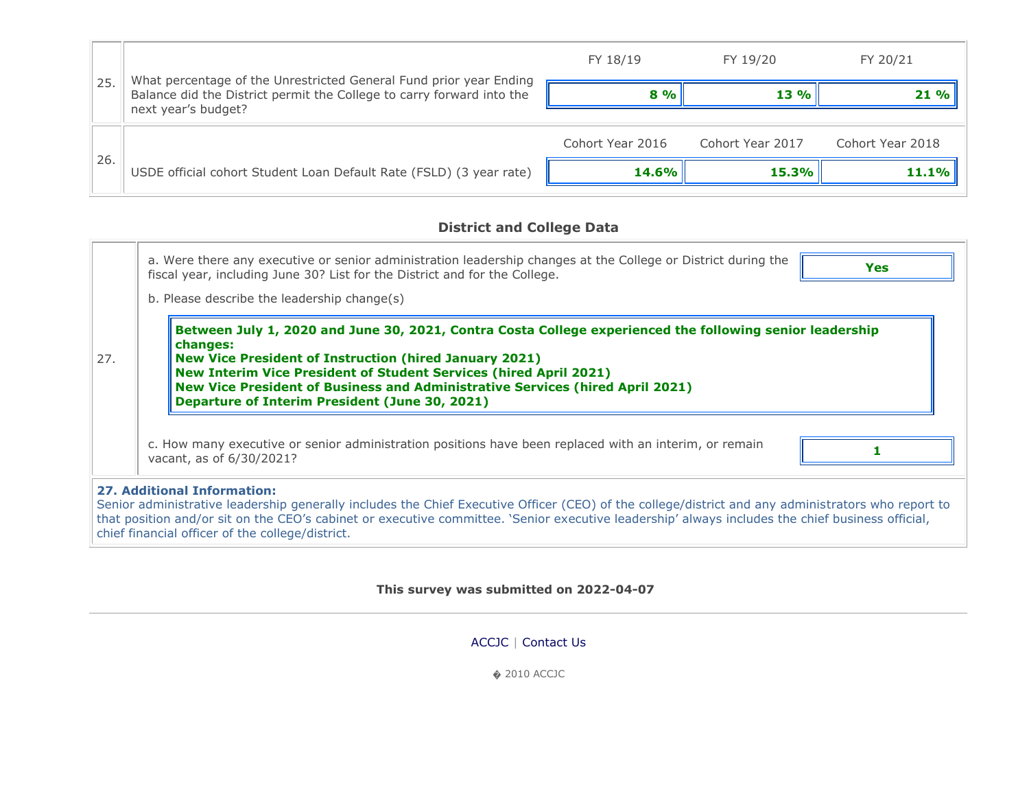| | | FY 18/19 | FY 19/20 | FY 20/21 |
|---|---|---|---|---|
| 25. | What percentage of the Unrestricted General Fund prior year Ending Balance did the District permit the College to carry forward into the next year's budget? | **8 %** | **13 %** | **21 %** |

| | | Cohort Year 2016 | Cohort Year 2017 | Cohort Year 2018 |
|---|---|---|---|---|
| 26. | USDE official cohort Student Loan Default Rate (FSLD) (3 year rate) | **14.6%** | **15.3%** | **11.1%** |

### District and College Data

**27.**

a. Were there any executive or senior administration leadership changes at the College or District during the fiscal year, including June 30? List for the District and for the College.

**Yes**

b. Please describe the leadership change(s)

**Between July 1, 2020 and June 30, 2021, Contra Costa College experienced the following senior leadership changes:**
**New Vice President of Instruction (hired January 2021)**
**New Interim Vice President of Student Services (hired April 2021)**
**New Vice President of Business and Administrative Services (hired April 2021)**
**Departure of Interim President (June 30, 2021)**

c. How many executive or senior administration positions have been replaced with an interim, or remain vacant, as of 6/30/2021?

**1**

**27. Additional Information:**
Senior administrative leadership generally includes the Chief Executive Officer (CEO) of the college/district and any administrators who report to that position and/or sit on the CEO's cabinet or executive committee. 'Senior executive leadership' always includes the chief business official, chief financial officer of the college/district.

**This survey was submitted on 2022-04-07**

ACCJC | Contact Us

� 2010 ACCJC